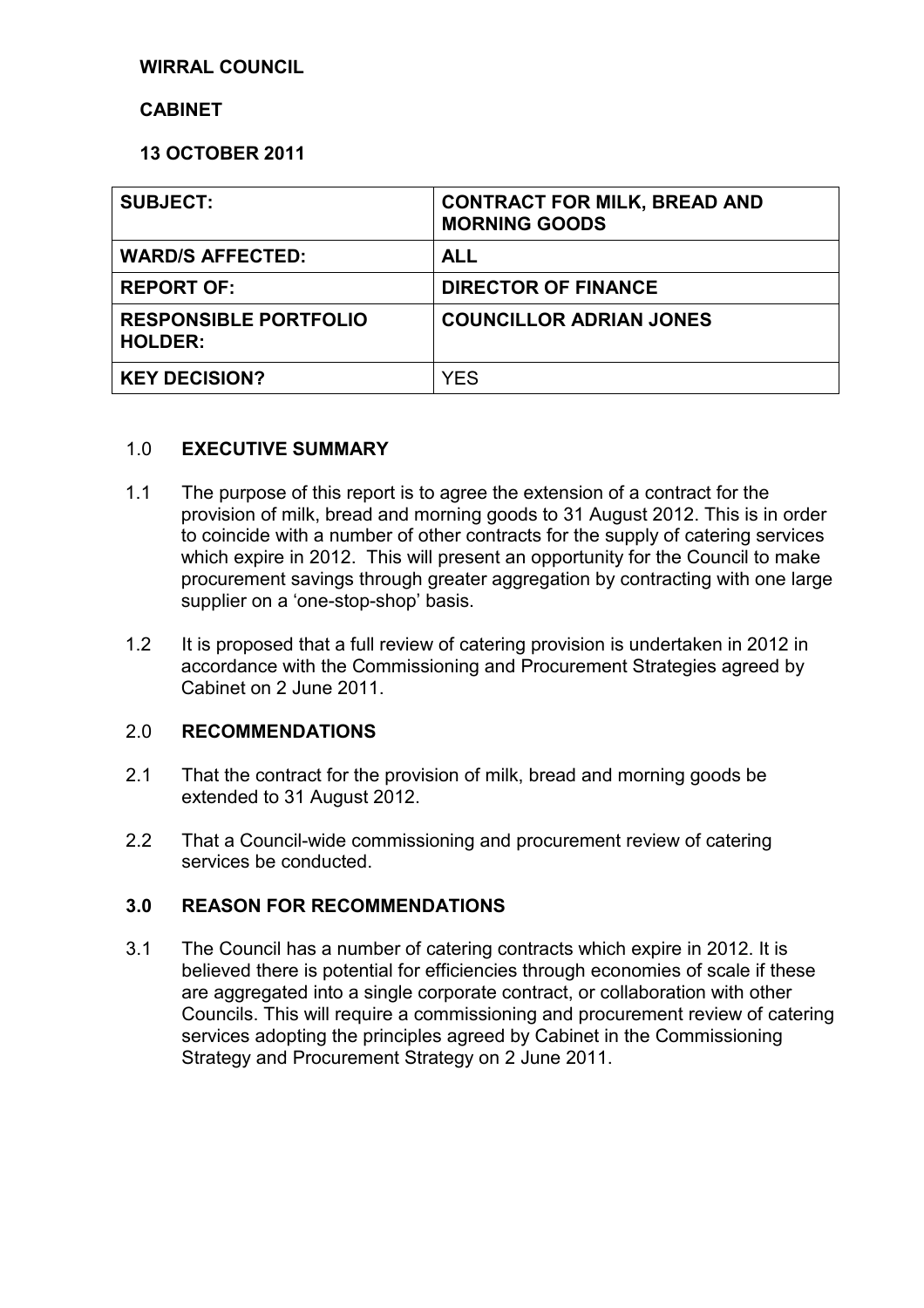**WIRRAL COUNCIL**

**CABINET**

**13 OCTOBER 2011**

| **SUBJECT:** | **CONTRACT FOR MILK, BREAD AND MORNING GOODS** |
|---|---|
| **WARD/S AFFECTED:** | **ALL** |
| **REPORT OF:** | **DIRECTOR OF FINANCE** |
| **RESPONSIBLE PORTFOLIO HOLDER:** | **COUNCILLOR ADRIAN JONES** |
| **KEY DECISION?** | YES |

## 1.0 EXECUTIVE SUMMARY

1.1 The purpose of this report is to agree the extension of a contract for the provision of milk, bread and morning goods to 31 August 2012. This is in order to coincide with a number of other contracts for the supply of catering services which expire in 2012. This will present an opportunity for the Council to make procurement savings through greater aggregation by contracting with one large supplier on a 'one-stop-shop' basis.

1.2 It is proposed that a full review of catering provision is undertaken in 2012 in accordance with the Commissioning and Procurement Strategies agreed by Cabinet on 2 June 2011.

## 2.0 RECOMMENDATIONS

2.1 That the contract for the provision of milk, bread and morning goods be extended to 31 August 2012.

2.2 That a Council-wide commissioning and procurement review of catering services be conducted.

## 3.0 REASON FOR RECOMMENDATIONS

3.1 The Council has a number of catering contracts which expire in 2012. It is believed there is potential for efficiencies through economies of scale if these are aggregated into a single corporate contract, or collaboration with other Councils. This will require a commissioning and procurement review of catering services adopting the principles agreed by Cabinet in the Commissioning Strategy and Procurement Strategy on 2 June 2011.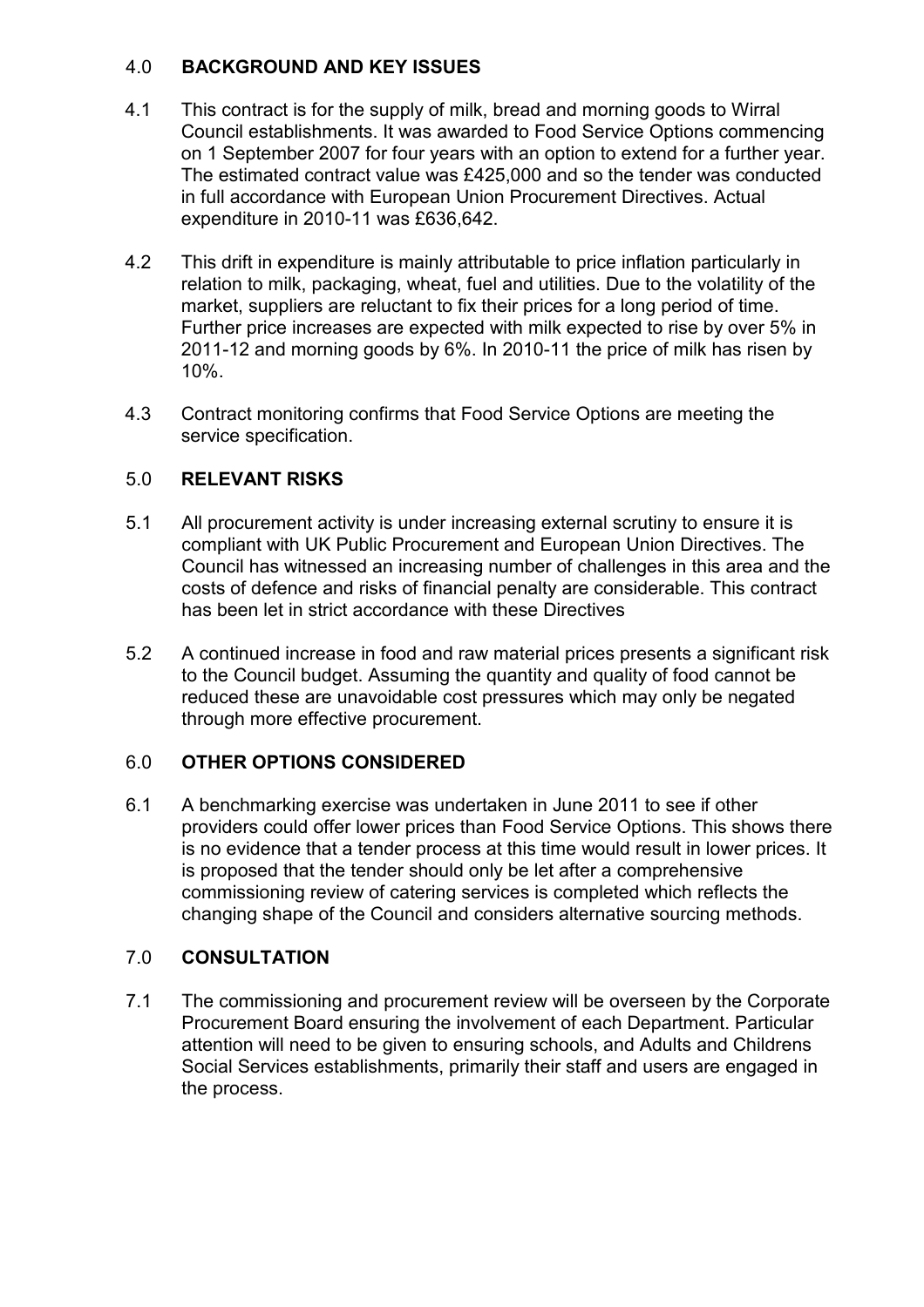## 4.0 BACKGROUND AND KEY ISSUES

4.1 This contract is for the supply of milk, bread and morning goods to Wirral Council establishments. It was awarded to Food Service Options commencing on 1 September 2007 for four years with an option to extend for a further year. The estimated contract value was £425,000 and so the tender was conducted in full accordance with European Union Procurement Directives. Actual expenditure in 2010-11 was £636,642.

4.2 This drift in expenditure is mainly attributable to price inflation particularly in relation to milk, packaging, wheat, fuel and utilities. Due to the volatility of the market, suppliers are reluctant to fix their prices for a long period of time. Further price increases are expected with milk expected to rise by over 5% in 2011-12 and morning goods by 6%. In 2010-11 the price of milk has risen by 10%.

4.3 Contract monitoring confirms that Food Service Options are meeting the service specification.

## 5.0 RELEVANT RISKS

5.1 All procurement activity is under increasing external scrutiny to ensure it is compliant with UK Public Procurement and European Union Directives. The Council has witnessed an increasing number of challenges in this area and the costs of defence and risks of financial penalty are considerable. This contract has been let in strict accordance with these Directives

5.2 A continued increase in food and raw material prices presents a significant risk to the Council budget. Assuming the quantity and quality of food cannot be reduced these are unavoidable cost pressures which may only be negated through more effective procurement.

## 6.0 OTHER OPTIONS CONSIDERED

6.1 A benchmarking exercise was undertaken in June 2011 to see if other providers could offer lower prices than Food Service Options. This shows there is no evidence that a tender process at this time would result in lower prices. It is proposed that the tender should only be let after a comprehensive commissioning review of catering services is completed which reflects the changing shape of the Council and considers alternative sourcing methods.

## 7.0 CONSULTATION

7.1 The commissioning and procurement review will be overseen by the Corporate Procurement Board ensuring the involvement of each Department. Particular attention will need to be given to ensuring schools, and Adults and Childrens Social Services establishments, primarily their staff and users are engaged in the process.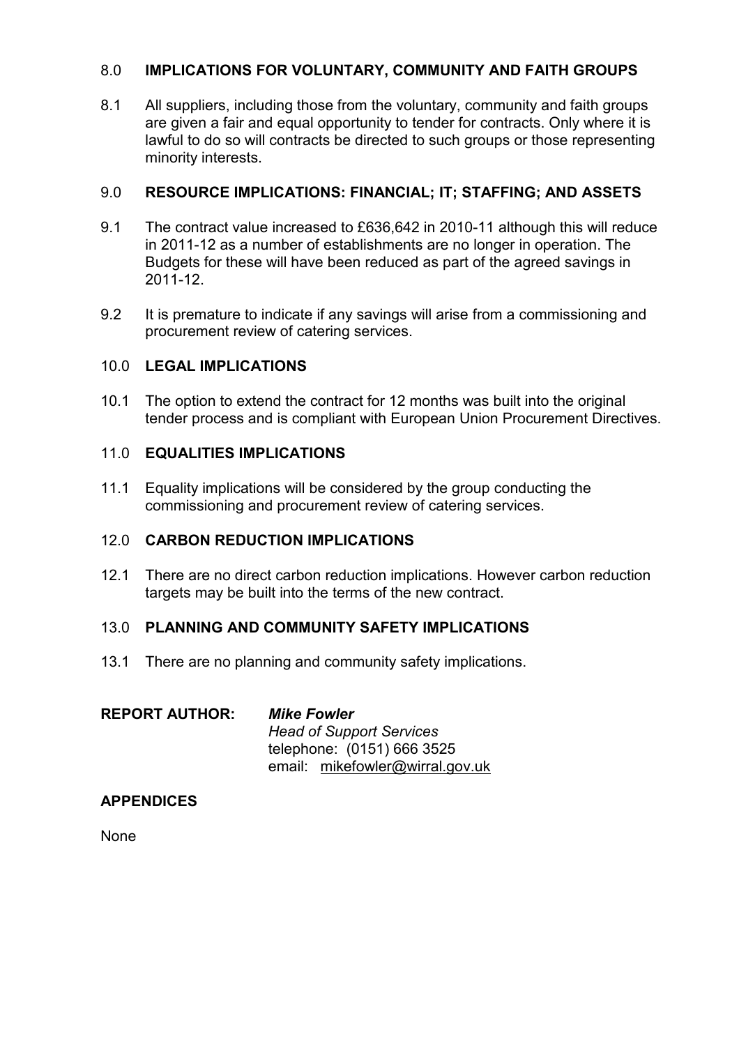## 8.0 IMPLICATIONS FOR VOLUNTARY, COMMUNITY AND FAITH GROUPS

8.1 All suppliers, including those from the voluntary, community and faith groups are given a fair and equal opportunity to tender for contracts. Only where it is lawful to do so will contracts be directed to such groups or those representing minority interests.

## 9.0 RESOURCE IMPLICATIONS: FINANCIAL; IT; STAFFING; AND ASSETS

9.1 The contract value increased to £636,642 in 2010-11 although this will reduce in 2011-12 as a number of establishments are no longer in operation. The Budgets for these will have been reduced as part of the agreed savings in 2011-12.

9.2 It is premature to indicate if any savings will arise from a commissioning and procurement review of catering services.

## 10.0 LEGAL IMPLICATIONS

10.1 The option to extend the contract for 12 months was built into the original tender process and is compliant with European Union Procurement Directives.

## 11.0 EQUALITIES IMPLICATIONS

11.1 Equality implications will be considered by the group conducting the commissioning and procurement review of catering services.

## 12.0 CARBON REDUCTION IMPLICATIONS

12.1 There are no direct carbon reduction implications. However carbon reduction targets may be built into the terms of the new contract.

## 13.0 PLANNING AND COMMUNITY SAFETY IMPLICATIONS

13.1 There are no planning and community safety implications.

**REPORT AUTHOR:** ***Mike Fowler***
*Head of Support Services*
telephone: (0151) 666 3525
email: mikefowler@wirral.gov.uk

## APPENDICES

None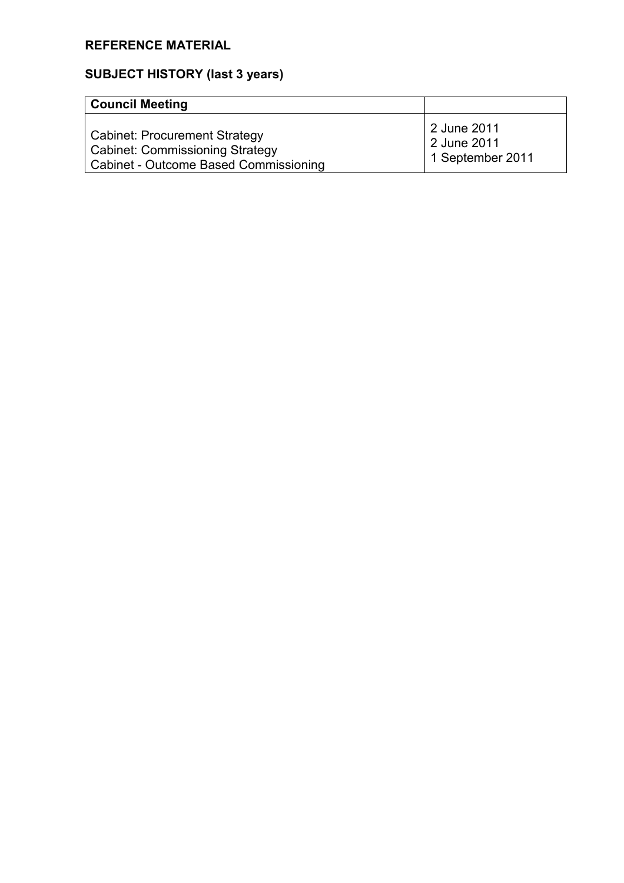**REFERENCE MATERIAL**

**SUBJECT HISTORY (last 3 years)**

| **Council Meeting** | |
|---|---|
| Cabinet: Procurement Strategy<br>Cabinet: Commissioning Strategy<br>Cabinet - Outcome Based Commissioning | 2 June 2011<br>2 June 2011<br>1 September 2011 |